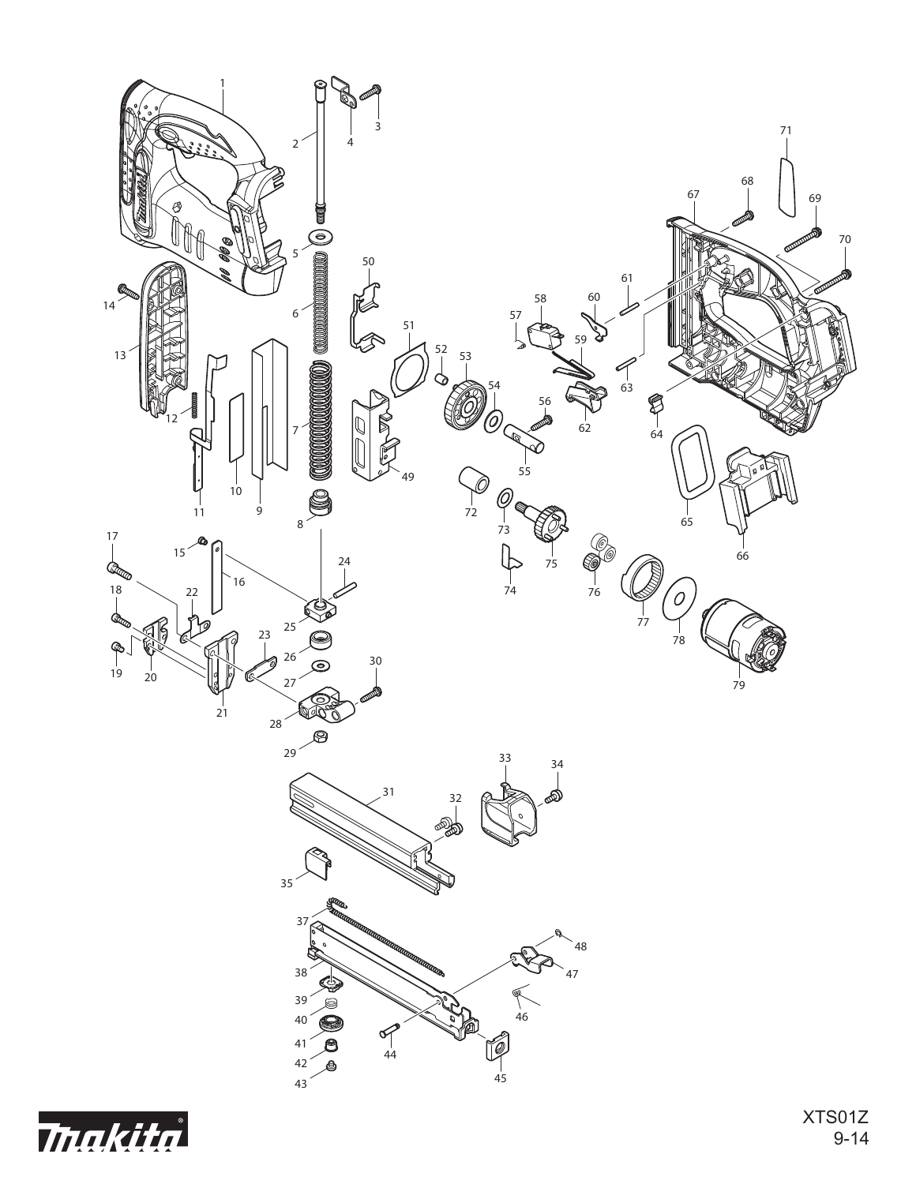XTS01Z
9-14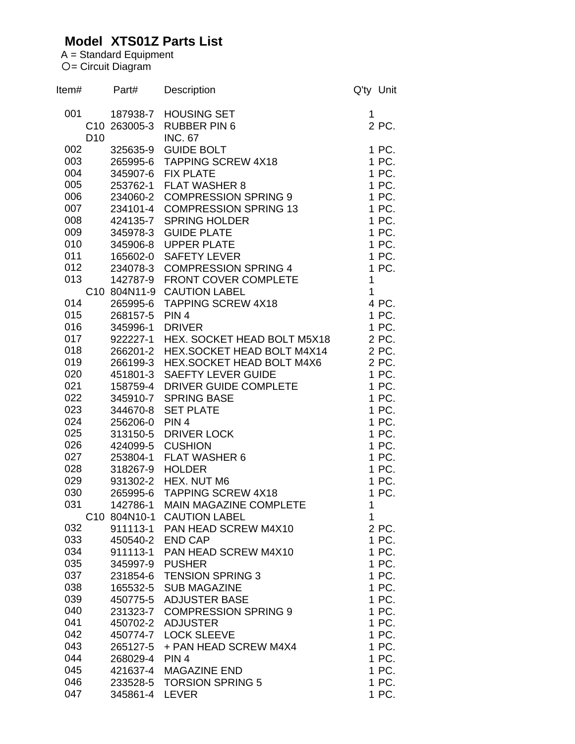# Model XTS01Z Parts List

A = Standard Equipment
○= Circuit Diagram

| Item# | | Part# | Description | Q'ty | Unit |
|---|---|---|---|---|---|
| 001 | | 187938-7 | HOUSING SET | 1 | |
| | C10 | 263005-3 | RUBBER PIN 6 | 2 | PC. |
| | D10 | | INC. 67 | | |
| 002 | | 325635-9 | GUIDE BOLT | 1 | PC. |
| 003 | | 265995-6 | TAPPING SCREW 4X18 | 1 | PC. |
| 004 | | 345907-6 | FIX PLATE | 1 | PC. |
| 005 | | 253762-1 | FLAT WASHER 8 | 1 | PC. |
| 006 | | 234060-2 | COMPRESSION SPRING 9 | 1 | PC. |
| 007 | | 234101-4 | COMPRESSION SPRING 13 | 1 | PC. |
| 008 | | 424135-7 | SPRING HOLDER | 1 | PC. |
| 009 | | 345978-3 | GUIDE PLATE | 1 | PC. |
| 010 | | 345906-8 | UPPER PLATE | 1 | PC. |
| 011 | | 165602-0 | SAFETY LEVER | 1 | PC. |
| 012 | | 234078-3 | COMPRESSION SPRING 4 | 1 | PC. |
| 013 | | 142787-9 | FRONT COVER COMPLETE | 1 | |
| | C10 | 804N11-9 | CAUTION LABEL | 1 | |
| 014 | | 265995-6 | TAPPING SCREW 4X18 | 4 | PC. |
| 015 | | 268157-5 | PIN 4 | 1 | PC. |
| 016 | | 345996-1 | DRIVER | 1 | PC. |
| 017 | | 922227-1 | HEX. SOCKET HEAD BOLT M5X18 | 2 | PC. |
| 018 | | 266201-2 | HEX.SOCKET HEAD BOLT M4X14 | 2 | PC. |
| 019 | | 266199-3 | HEX.SOCKET HEAD BOLT M4X6 | 2 | PC. |
| 020 | | 451801-3 | SAEFTY LEVER GUIDE | 1 | PC. |
| 021 | | 158759-4 | DRIVER GUIDE COMPLETE | 1 | PC. |
| 022 | | 345910-7 | SPRING BASE | 1 | PC. |
| 023 | | 344670-8 | SET PLATE | 1 | PC. |
| 024 | | 256206-0 | PIN 4 | 1 | PC. |
| 025 | | 313150-5 | DRIVER LOCK | 1 | PC. |
| 026 | | 424099-5 | CUSHION | 1 | PC. |
| 027 | | 253804-1 | FLAT WASHER 6 | 1 | PC. |
| 028 | | 318267-9 | HOLDER | 1 | PC. |
| 029 | | 931302-2 | HEX. NUT M6 | 1 | PC. |
| 030 | | 265995-6 | TAPPING SCREW 4X18 | 1 | PC. |
| 031 | | 142786-1 | MAIN MAGAZINE COMPLETE | 1 | |
| | C10 | 804N10-1 | CAUTION LABEL | 1 | |
| 032 | | 911113-1 | PAN HEAD SCREW M4X10 | 2 | PC. |
| 033 | | 450540-2 | END CAP | 1 | PC. |
| 034 | | 911113-1 | PAN HEAD SCREW M4X10 | 1 | PC. |
| 035 | | 345997-9 | PUSHER | 1 | PC. |
| 037 | | 231854-6 | TENSION SPRING 3 | 1 | PC. |
| 038 | | 165532-5 | SUB MAGAZINE | 1 | PC. |
| 039 | | 450775-5 | ADJUSTER BASE | 1 | PC. |
| 040 | | 231323-7 | COMPRESSION SPRING 9 | 1 | PC. |
| 041 | | 450702-2 | ADJUSTER | 1 | PC. |
| 042 | | 450774-7 | LOCK SLEEVE | 1 | PC. |
| 043 | | 265127-5 | + PAN HEAD SCREW M4X4 | 1 | PC. |
| 044 | | 268029-4 | PIN 4 | 1 | PC. |
| 045 | | 421637-4 | MAGAZINE END | 1 | PC. |
| 046 | | 233528-5 | TORSION SPRING 5 | 1 | PC. |
| 047 | | 345861-4 | LEVER | 1 | PC. |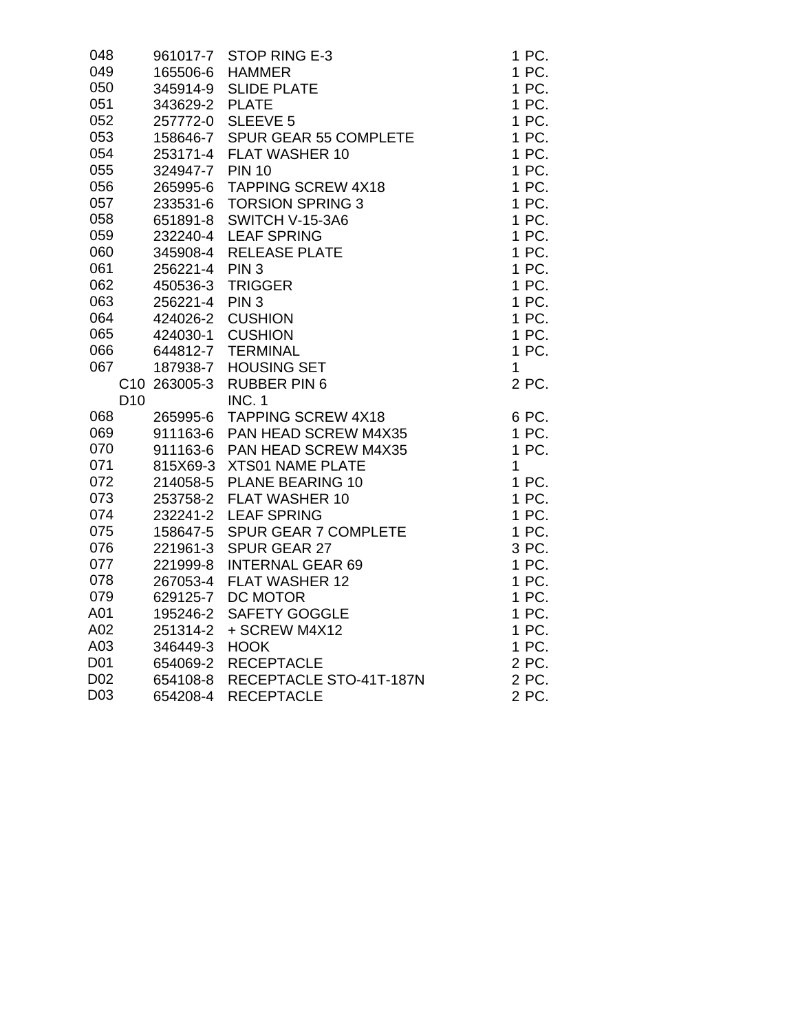| | | | | |
|---|---|---|---|---|
| 048 | | 961017-7 | STOP RING E-3 | 1 PC. |
| 049 | | 165506-6 | HAMMER | 1 PC. |
| 050 | | 345914-9 | SLIDE PLATE | 1 PC. |
| 051 | | 343629-2 | PLATE | 1 PC. |
| 052 | | 257772-0 | SLEEVE 5 | 1 PC. |
| 053 | | 158646-7 | SPUR GEAR 55 COMPLETE | 1 PC. |
| 054 | | 253171-4 | FLAT WASHER 10 | 1 PC. |
| 055 | | 324947-7 | PIN 10 | 1 PC. |
| 056 | | 265995-6 | TAPPING SCREW 4X18 | 1 PC. |
| 057 | | 233531-6 | TORSION SPRING 3 | 1 PC. |
| 058 | | 651891-8 | SWITCH V-15-3A6 | 1 PC. |
| 059 | | 232240-4 | LEAF SPRING | 1 PC. |
| 060 | | 345908-4 | RELEASE PLATE | 1 PC. |
| 061 | | 256221-4 | PIN 3 | 1 PC. |
| 062 | | 450536-3 | TRIGGER | 1 PC. |
| 063 | | 256221-4 | PIN 3 | 1 PC. |
| 064 | | 424026-2 | CUSHION | 1 PC. |
| 065 | | 424030-1 | CUSHION | 1 PC. |
| 066 | | 644812-7 | TERMINAL | 1 PC. |
| 067 | | 187938-7 | HOUSING SET | 1 |
| | C10 | 263005-3 | RUBBER PIN 6 | 2 PC. |
| | D10 | | INC. 1 | |
| 068 | | 265995-6 | TAPPING SCREW 4X18 | 6 PC. |
| 069 | | 911163-6 | PAN HEAD SCREW M4X35 | 1 PC. |
| 070 | | 911163-6 | PAN HEAD SCREW M4X35 | 1 PC. |
| 071 | | 815X69-3 | XTS01 NAME PLATE | 1 |
| 072 | | 214058-5 | PLANE BEARING 10 | 1 PC. |
| 073 | | 253758-2 | FLAT WASHER 10 | 1 PC. |
| 074 | | 232241-2 | LEAF SPRING | 1 PC. |
| 075 | | 158647-5 | SPUR GEAR 7 COMPLETE | 1 PC. |
| 076 | | 221961-3 | SPUR GEAR 27 | 3 PC. |
| 077 | | 221999-8 | INTERNAL GEAR 69 | 1 PC. |
| 078 | | 267053-4 | FLAT WASHER 12 | 1 PC. |
| 079 | | 629125-7 | DC MOTOR | 1 PC. |
| A01 | | 195246-2 | SAFETY GOGGLE | 1 PC. |
| A02 | | 251314-2 | + SCREW M4X12 | 1 PC. |
| A03 | | 346449-3 | HOOK | 1 PC. |
| D01 | | 654069-2 | RECEPTACLE | 2 PC. |
| D02 | | 654108-8 | RECEPTACLE STO-41T-187N | 2 PC. |
| D03 | | 654208-4 | RECEPTACLE | 2 PC. |